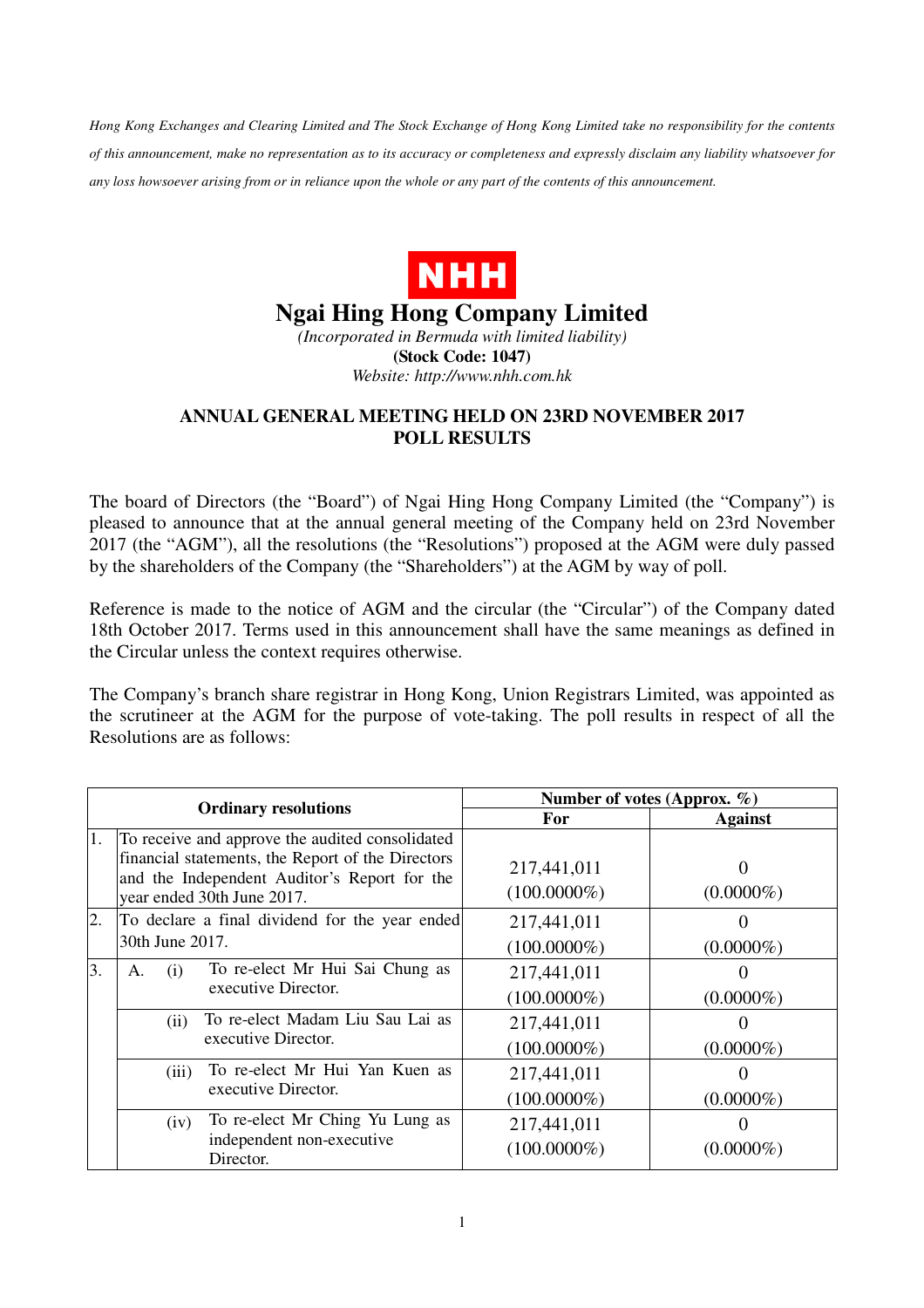*Hong Kong Exchanges and Clearing Limited and The Stock Exchange of Hong Kong Limited take no responsibility for the contents of this announcement, make no representation as to its accuracy or completeness and expressly disclaim any liability whatsoever for any loss howsoever arising from or in reliance upon the whole or any part of the contents of this announcement.*

NHH

# Ngai Hing Hong Company Limited

*(Incorporated in Bermuda with limited liability)*

**(Stock Code: 1047)**

*Website: http://www.nhh.com.hk*

## ANNUAL GENERAL MEETING HELD ON 23RD NOVEMBER 2017 POLL RESULTS

The board of Directors (the "Board") of Ngai Hing Hong Company Limited (the "Company") is pleased to announce that at the annual general meeting of the Company held on 23rd November 2017 (the "AGM"), all the resolutions (the "Resolutions") proposed at the AGM were duly passed by the shareholders of the Company (the "Shareholders") at the AGM by way of poll.

Reference is made to the notice of AGM and the circular (the "Circular") of the Company dated 18th October 2017. Terms used in this announcement shall have the same meanings as defined in the Circular unless the context requires otherwise.

The Company's branch share registrar in Hong Kong, Union Registrars Limited, was appointed as the scrutineer at the AGM for the purpose of vote-taking. The poll results in respect of all the Resolutions are as follows:

| Ordinary resolutions | Number of votes (Approx. %) | |
|---|---|---|
| | **For** | **Against** |
| 1. To receive and approve the audited consolidated financial statements, the Report of the Directors and the Independent Auditor's Report for the year ended 30th June 2017. | 217,441,011 (100.0000%) | 0 (0.0000%) |
| 2. To declare a final dividend for the year ended 30th June 2017. | 217,441,011 (100.0000%) | 0 (0.0000%) |
| 3. A. (i) To re-elect Mr Hui Sai Chung as executive Director. | 217,441,011 (100.0000%) | 0 (0.0000%) |
| (ii) To re-elect Madam Liu Sau Lai as executive Director. | 217,441,011 (100.0000%) | 0 (0.0000%) |
| (iii) To re-elect Mr Hui Yan Kuen as executive Director. | 217,441,011 (100.0000%) | 0 (0.0000%) |
| (iv) To re-elect Mr Ching Yu Lung as independent non-executive Director. | 217,441,011 (100.0000%) | 0 (0.0000%) |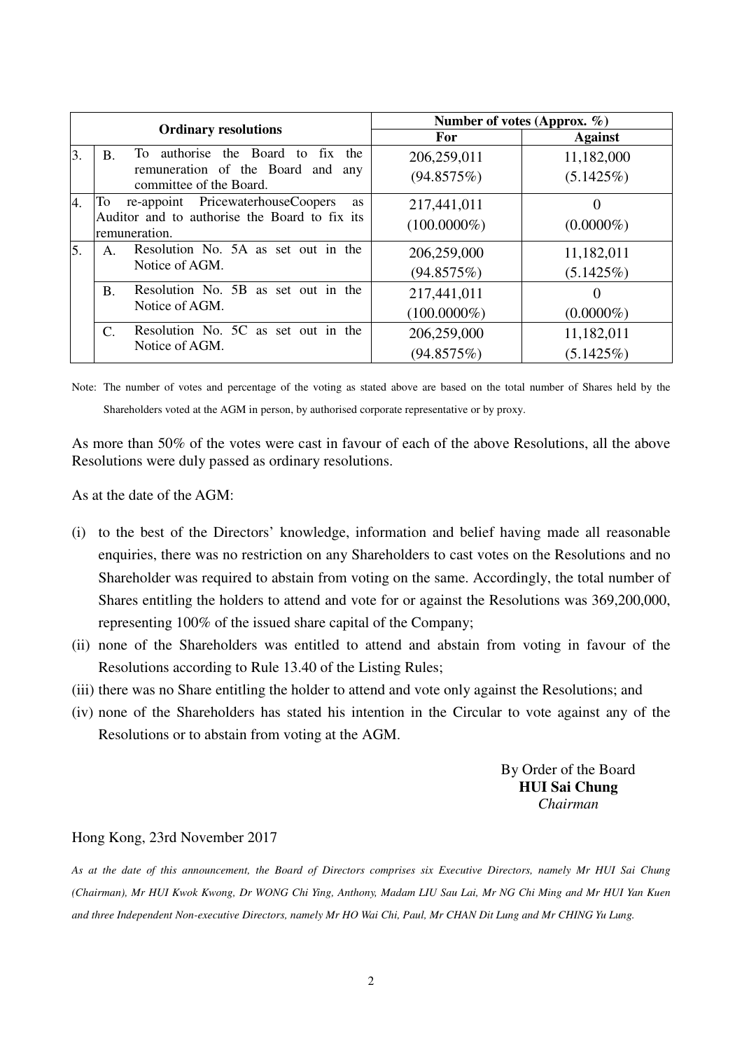| Ordinary resolutions | | Number of votes (Approx. %) | |
|---|---|---|---|
| | | For | Against |
| 3. | B. To authorise the Board to fix the remuneration of the Board and any committee of the Board. | 206,259,011 (94.8575%) | 11,182,000 (5.1425%) |
| 4. | To re-appoint PricewaterhouseCoopers as Auditor and to authorise the Board to fix its remuneration. | 217,441,011 (100.0000%) | 0 (0.0000%) |
| 5. | A. Resolution No. 5A as set out in the Notice of AGM. | 206,259,000 (94.8575%) | 11,182,011 (5.1425%) |
| | B. Resolution No. 5B as set out in the Notice of AGM. | 217,441,011 (100.0000%) | 0 (0.0000%) |
| | C. Resolution No. 5C as set out in the Notice of AGM. | 206,259,000 (94.8575%) | 11,182,011 (5.1425%) |

Note: The number of votes and percentage of the voting as stated above are based on the total number of Shares held by the Shareholders voted at the AGM in person, by authorised corporate representative or by proxy.

As more than 50% of the votes were cast in favour of each of the above Resolutions, all the above Resolutions were duly passed as ordinary resolutions.

As at the date of the AGM:

(i) to the best of the Directors' knowledge, information and belief having made all reasonable enquiries, there was no restriction on any Shareholders to cast votes on the Resolutions and no Shareholder was required to abstain from voting on the same. Accordingly, the total number of Shares entitling the holders to attend and vote for or against the Resolutions was 369,200,000, representing 100% of the issued share capital of the Company;

(ii) none of the Shareholders was entitled to attend and abstain from voting in favour of the Resolutions according to Rule 13.40 of the Listing Rules;

(iii) there was no Share entitling the holder to attend and vote only against the Resolutions; and

(iv) none of the Shareholders has stated his intention in the Circular to vote against any of the Resolutions or to abstain from voting at the AGM.

By Order of the Board
**HUI Sai Chung**
*Chairman*

Hong Kong, 23rd November 2017

*As at the date of this announcement, the Board of Directors comprises six Executive Directors, namely Mr HUI Sai Chung (Chairman), Mr HUI Kwok Kwong, Dr WONG Chi Ying, Anthony, Madam LIU Sau Lai, Mr NG Chi Ming and Mr HUI Yan Kuen and three Independent Non-executive Directors, namely Mr HO Wai Chi, Paul, Mr CHAN Dit Lung and Mr CHING Yu Lung.*